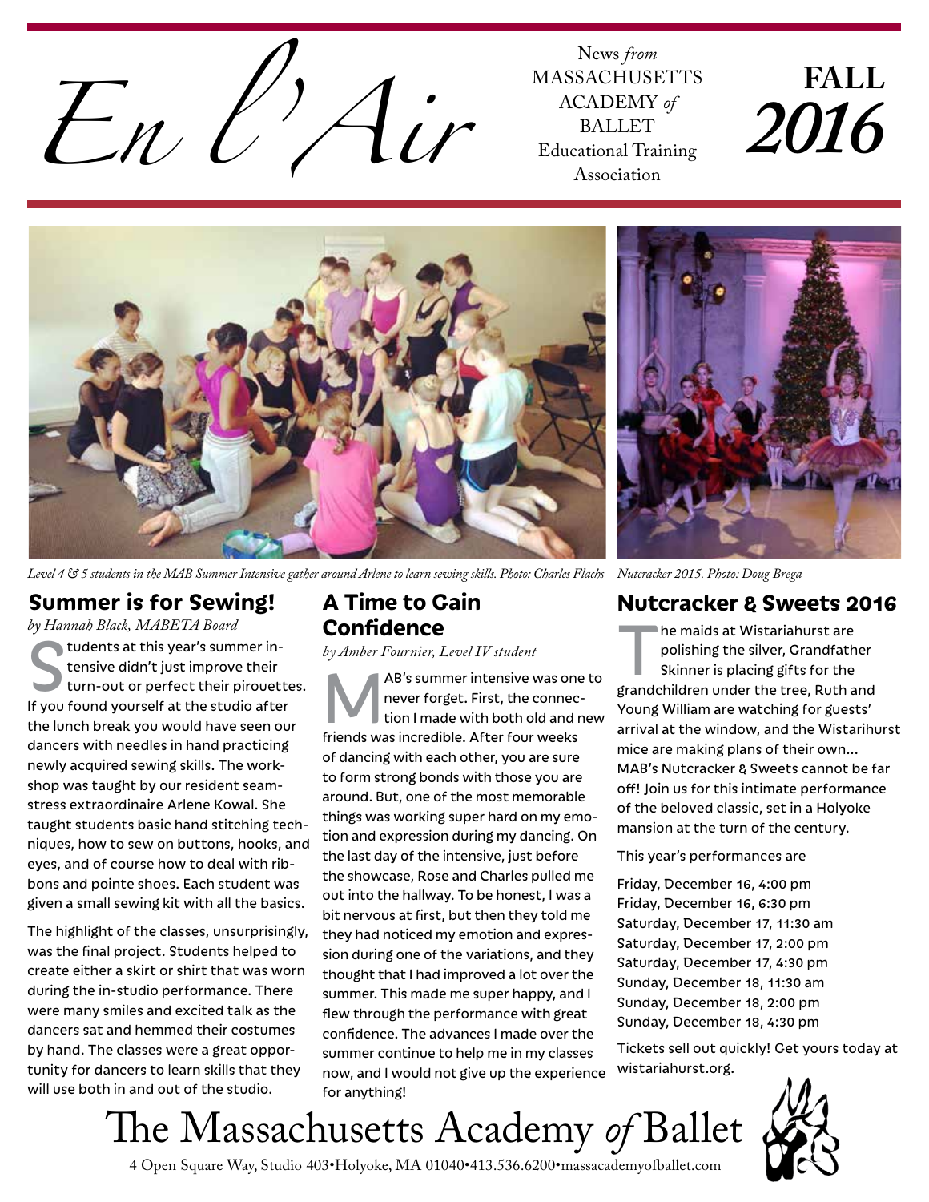# En l'Air

News *from* MASSACHUSETTS ACADEMY *of* BALLET Educational Training Association

**FALL 2016**

*Level 4 & 5 students in the MAB Summer Intensive gather around Arlene to learn sewing skills. Photo: Charles Flachs*

*Nutcracker 2015. Photo: Doug Brega*

## Summer is for Sewing!

*by Hannah Black, MABETA Board*

Students at this year's summer intensive didn't just improve their turn-out or perfect their pirouettes. If you found yourself at the studio after the lunch break you would have seen our dancers with needles in hand practicing newly acquired sewing skills. The workshop was taught by our resident seamstress extraordinaire Arlene Kowal. She taught students basic hand stitching techniques, how to sew on buttons, hooks, and eyes, and of course how to deal with ribbons and pointe shoes. Each student was given a small sewing kit with all the basics.

The highlight of the classes, unsurprisingly, was the final project. Students helped to create either a skirt or shirt that was worn during the in-studio performance. There were many smiles and excited talk as the dancers sat and hemmed their costumes by hand. The classes were a great opportunity for dancers to learn skills that they will use both in and out of the studio.

## A Time to Gain Confidence

*by Amber Fournier, Level IV student*

MAB's summer intensive was one to never forget. First, the connection I made with both old and new friends was incredible. After four weeks of dancing with each other, you are sure to form strong bonds with those you are around. But, one of the most memorable things was working super hard on my emotion and expression during my dancing. On the last day of the intensive, just before the showcase, Rose and Charles pulled me out into the hallway. To be honest, I was a bit nervous at first, but then they told me they had noticed my emotion and expression during one of the variations, and they thought that I had improved a lot over the summer. This made me super happy, and I flew through the performance with great confidence. The advances I made over the summer continue to help me in my classes now, and I would not give up the experience for anything!

## Nutcracker & Sweets 2016

The maids at Wistariahurst are polishing the silver, Grandfather Skinner is placing gifts for the grandchildren under the tree, Ruth and Young William are watching for guests' arrival at the window, and the Wistarihurst mice are making plans of their own... MAB's Nutcracker & Sweets cannot be far off! Join us for this intimate performance of the beloved classic, set in a Holyoke mansion at the turn of the century.

This year's performances are

Friday, December 16, 4:00 pm
Friday, December 16, 6:30 pm
Saturday, December 17, 11:30 am
Saturday, December 17, 2:00 pm
Saturday, December 17, 4:30 pm
Sunday, December 18, 11:30 am
Sunday, December 18, 2:00 pm
Sunday, December 18, 4:30 pm

Tickets sell out quickly! Get yours today at wistariahurst.org.

The Massachusetts Academy *of* Ballet
4 Open Square Way, Studio 403•Holyoke, MA 01040•413.536.6200•massacademyofballet.com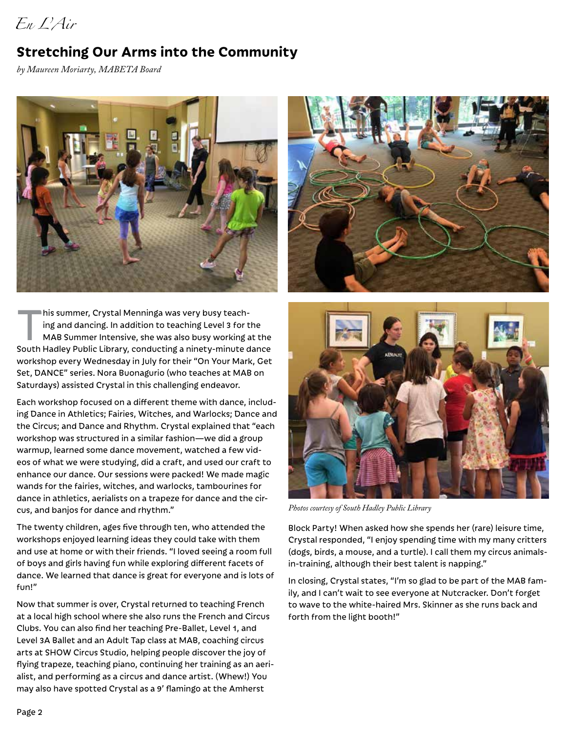*En L'Air*

## Stretching Our Arms into the Community

*by Maureen Moriarty, MABETA Board*

This summer, Crystal Menninga was very busy teaching and dancing. In addition to teaching Level 3 for the MAB Summer Intensive, she was also busy working at the South Hadley Public Library, conducting a ninety-minute dance workshop every Wednesday in July for their "On Your Mark, Get Set, DANCE" series. Nora Buonagurio (who teaches at MAB on Saturdays) assisted Crystal in this challenging endeavor.

Each workshop focused on a different theme with dance, including Dance in Athletics; Fairies, Witches, and Warlocks; Dance and the Circus; and Dance and Rhythm. Crystal explained that "each workshop was structured in a similar fashion—we did a group warmup, learned some dance movement, watched a few videos of what we were studying, did a craft, and used our craft to enhance our dance. Our sessions were packed! We made magic wands for the fairies, witches, and warlocks, tambourines for dance in athletics, aerialists on a trapeze for dance and the circus, and banjos for dance and rhythm."

The twenty children, ages five through ten, who attended the workshops enjoyed learning ideas they could take with them and use at home or with their friends. "I loved seeing a room full of boys and girls having fun while exploring different facets of dance. We learned that dance is great for everyone and is lots of fun!"

Now that summer is over, Crystal returned to teaching French at a local high school where she also runs the French and Circus Clubs. You can also find her teaching Pre-Ballet, Level 1, and Level 3A Ballet and an Adult Tap class at MAB, coaching circus arts at SHOW Circus Studio, helping people discover the joy of flying trapeze, teaching piano, continuing her training as an aerialist, and performing as a circus and dance artist. (Whew!) You may also have spotted Crystal as a 9' flamingo at the Amherst Block Party! When asked how she spends her (rare) leisure time, Crystal responded, "I enjoy spending time with my many critters (dogs, birds, a mouse, and a turtle). I call them my circus animals-in-training, although their best talent is napping."

In closing, Crystal states, "I'm so glad to be part of the MAB family, and I can't wait to see everyone at Nutcracker. Don't forget to wave to the white-haired Mrs. Skinner as she runs back and forth from the light booth!"

*Photos courtesy of South Hadley Public Library*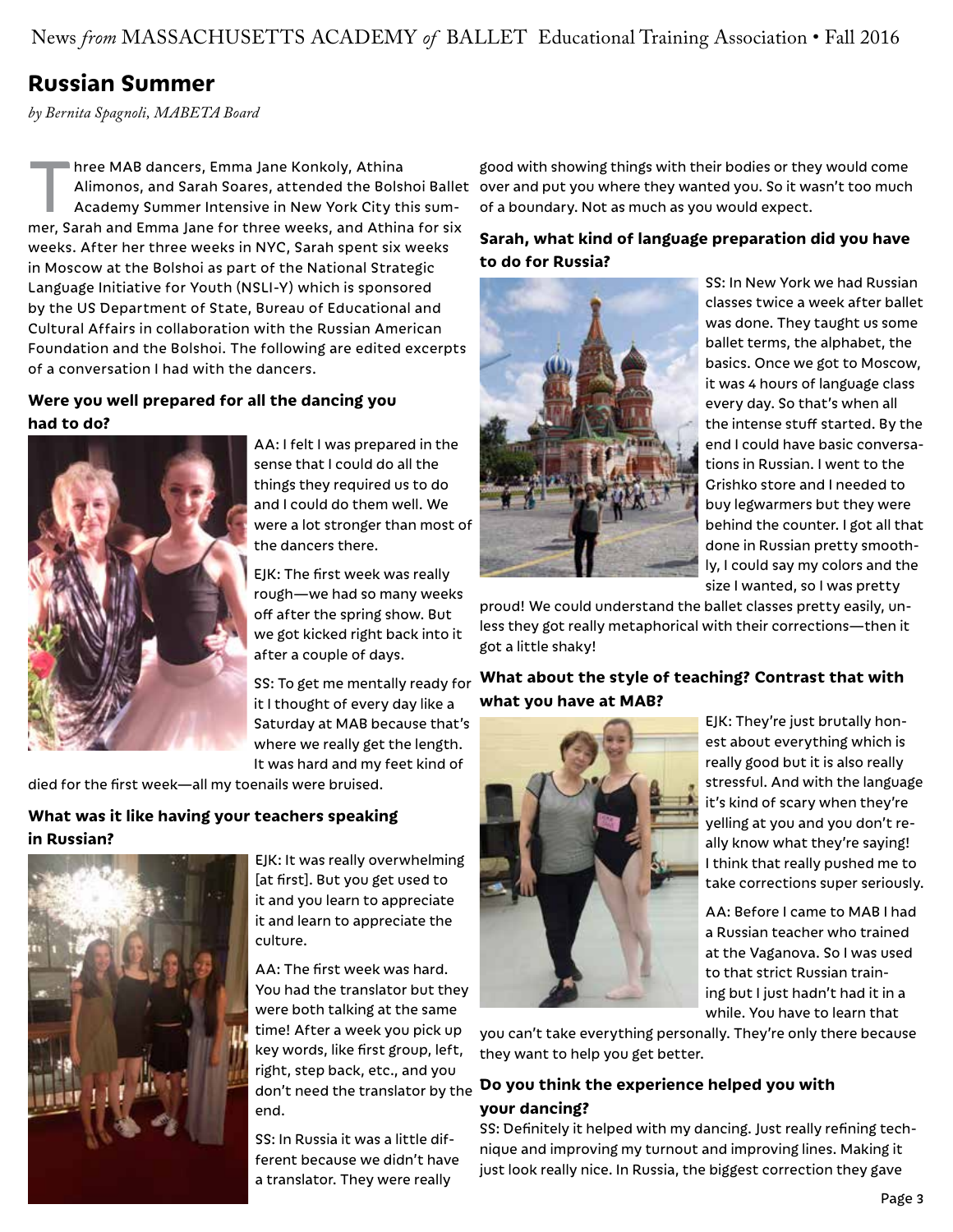## Russian Summer

*by Bernita Spagnoli, MABETA Board*

Three MAB dancers, Emma Jane Konkoly, Athina Alimonos, and Sarah Soares, attended the Bolshoi Ballet Academy Summer Intensive in New York City this summer, Sarah and Emma Jane for three weeks, and Athina for six weeks. After her three weeks in NYC, Sarah spent six weeks in Moscow at the Bolshoi as part of the National Strategic Language Initiative for Youth (NSLI-Y) which is sponsored by the US Department of State, Bureau of Educational and Cultural Affairs in collaboration with the Russian American Foundation and the Bolshoi. The following are edited excerpts of a conversation I had with the dancers.

### Were you well prepared for all the dancing you had to do?

AA: I felt I was prepared in the sense that I could do all the things they required us to do and I could do them well. We were a lot stronger than most of the dancers there.

EJK: The first week was really rough—we had so many weeks off after the spring show. But we got kicked right back into it after a couple of days.

SS: To get me mentally ready for it I thought of every day like a Saturday at MAB because that's where we really get the length. It was hard and my feet kind of died for the first week—all my toenails were bruised.

### What was it like having your teachers speaking in Russian?

EJK: It was really overwhelming [at first]. But you get used to it and you learn to appreciate it and learn to appreciate the culture.

AA: The first week was hard. You had the translator but they were both talking at the same time! After a week you pick up key words, like first group, left, right, step back, etc., and you don't need the translator by the end.

SS: In Russia it was a little different because we didn't have a translator. They were really good with showing things with their bodies or they would come over and put you where they wanted you. So it wasn't too much of a boundary. Not as much as you would expect.

### Sarah, what kind of language preparation did you have to do for Russia?

SS: In New York we had Russian classes twice a week after ballet was done. They taught us some ballet terms, the alphabet, the basics. Once we got to Moscow, it was 4 hours of language class every day. So that's when all the intense stuff started. By the end I could have basic conversations in Russian. I went to the Grishko store and I needed to buy legwarmers but they were behind the counter. I got all that done in Russian pretty smoothly, I could say my colors and the size I wanted, so I was pretty proud! We could understand the ballet classes pretty easily, unless they got really metaphorical with their corrections—then it got a little shaky!

### What about the style of teaching? Contrast that with what you have at MAB?

EJK: They're just brutally honest about everything which is really good but it is also really stressful. And with the language it's kind of scary when they're yelling at you and you don't really know what they're saying! I think that really pushed me to take corrections super seriously.

AA: Before I came to MAB I had a Russian teacher who trained at the Vaganova. So I was used to that strict Russian training but I just hadn't had it in a while. You have to learn that you can't take everything personally. They're only there because they want to help you get better.

### Do you think the experience helped you with your dancing?

SS: Definitely it helped with my dancing. Just really refining technique and improving my turnout and improving lines. Making it just look really nice. In Russia, the biggest correction they gave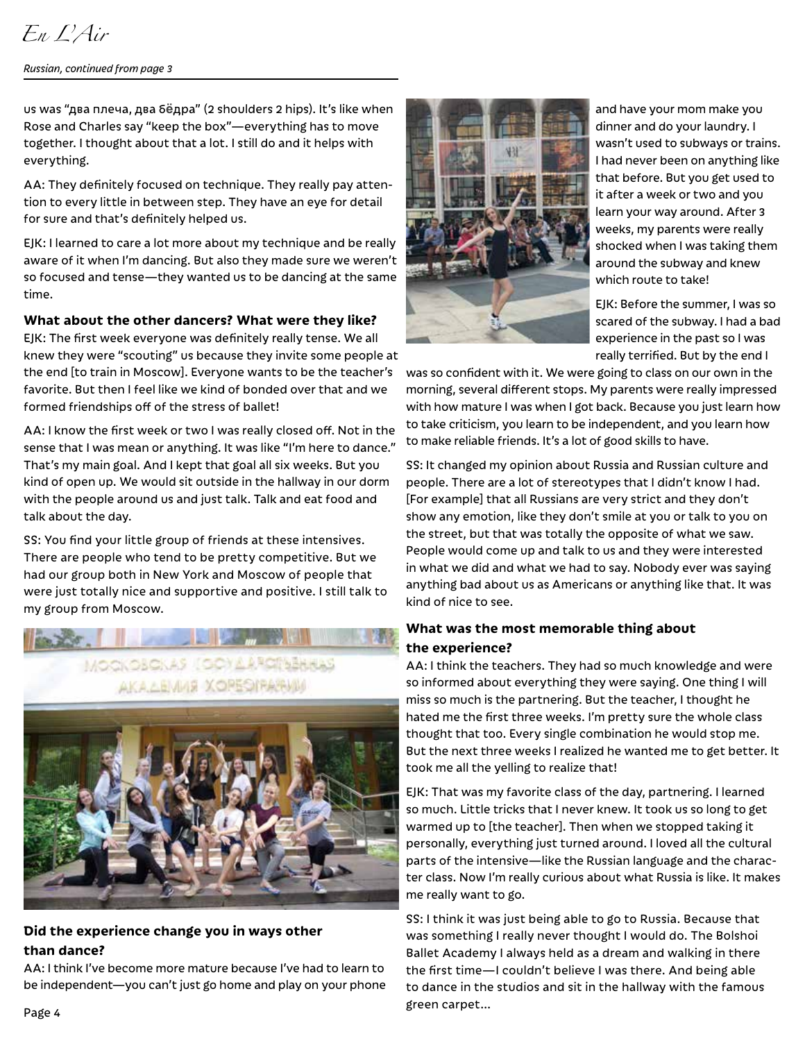*Russian, continued from page 3*

us was "два плеча, два бёдра" (2 shoulders 2 hips). It's like when Rose and Charles say "keep the box"—everything has to move together. I thought about that a lot. I still do and it helps with everything.

AA: They definitely focused on technique. They really pay attention to every little in between step. They have an eye for detail for sure and that's definitely helped us.

EJK: I learned to care a lot more about my technique and be really aware of it when I'm dancing. But also they made sure we weren't so focused and tense—they wanted us to be dancing at the same time.

**What about the other dancers? What were they like?**

EJK: The first week everyone was definitely really tense. We all knew they were "scouting" us because they invite some people at the end [to train in Moscow]. Everyone wants to be the teacher's favorite. But then I feel like we kind of bonded over that and we formed friendships off of the stress of ballet!

AA: I know the first week or two I was really closed off. Not in the sense that I was mean or anything. It was like "I'm here to dance." That's my main goal. And I kept that goal all six weeks. But you kind of open up. We would sit outside in the hallway in our dorm with the people around us and just talk. Talk and eat food and talk about the day.

SS: You find your little group of friends at these intensives. There are people who tend to be pretty competitive. But we had our group both in New York and Moscow of people that were just totally nice and supportive and positive. I still talk to my group from Moscow.

**Did the experience change you in ways other than dance?**

AA: I think I've become more mature because I've had to learn to be independent—you can't just go home and play on your phone and have your mom make you dinner and do your laundry. I wasn't used to subways or trains. I had never been on anything like that before. But you get used to it after a week or two and you learn your way around. After 3 weeks, my parents were really shocked when I was taking them around the subway and knew which route to take!

EJK: Before the summer, I was so scared of the subway. I had a bad experience in the past so I was really terrified. But by the end I was so confident with it. We were going to class on our own in the morning, several different stops. My parents were really impressed with how mature I was when I got back. Because you just learn how to take criticism, you learn to be independent, and you learn how to make reliable friends. It's a lot of good skills to have.

SS: It changed my opinion about Russia and Russian culture and people. There are a lot of stereotypes that I didn't know I had. [For example] that all Russians are very strict and they don't show any emotion, like they don't smile at you or talk to you on the street, but that was totally the opposite of what we saw. People would come up and talk to us and they were interested in what we did and what we had to say. Nobody ever was saying anything bad about us as Americans or anything like that. It was kind of nice to see.

**What was the most memorable thing about the experience?**

AA: I think the teachers. They had so much knowledge and were so informed about everything they were saying. One thing I will miss so much is the partnering. But the teacher, I thought he hated me the first three weeks. I'm pretty sure the whole class thought that too. Every single combination he would stop me. But the next three weeks I realized he wanted me to get better. It took me all the yelling to realize that!

EJK: That was my favorite class of the day, partnering. I learned so much. Little tricks that I never knew. It took us so long to get warmed up to [the teacher]. Then when we stopped taking it personally, everything just turned around. I loved all the cultural parts of the intensive—like the Russian language and the character class. Now I'm really curious about what Russia is like. It makes me really want to go.

SS: I think it was just being able to go to Russia. Because that was something I really never thought I would do. The Bolshoi Ballet Academy I always held as a dream and walking in there the first time—I couldn't believe I was there. And being able to dance in the studios and sit in the hallway with the famous green carpet...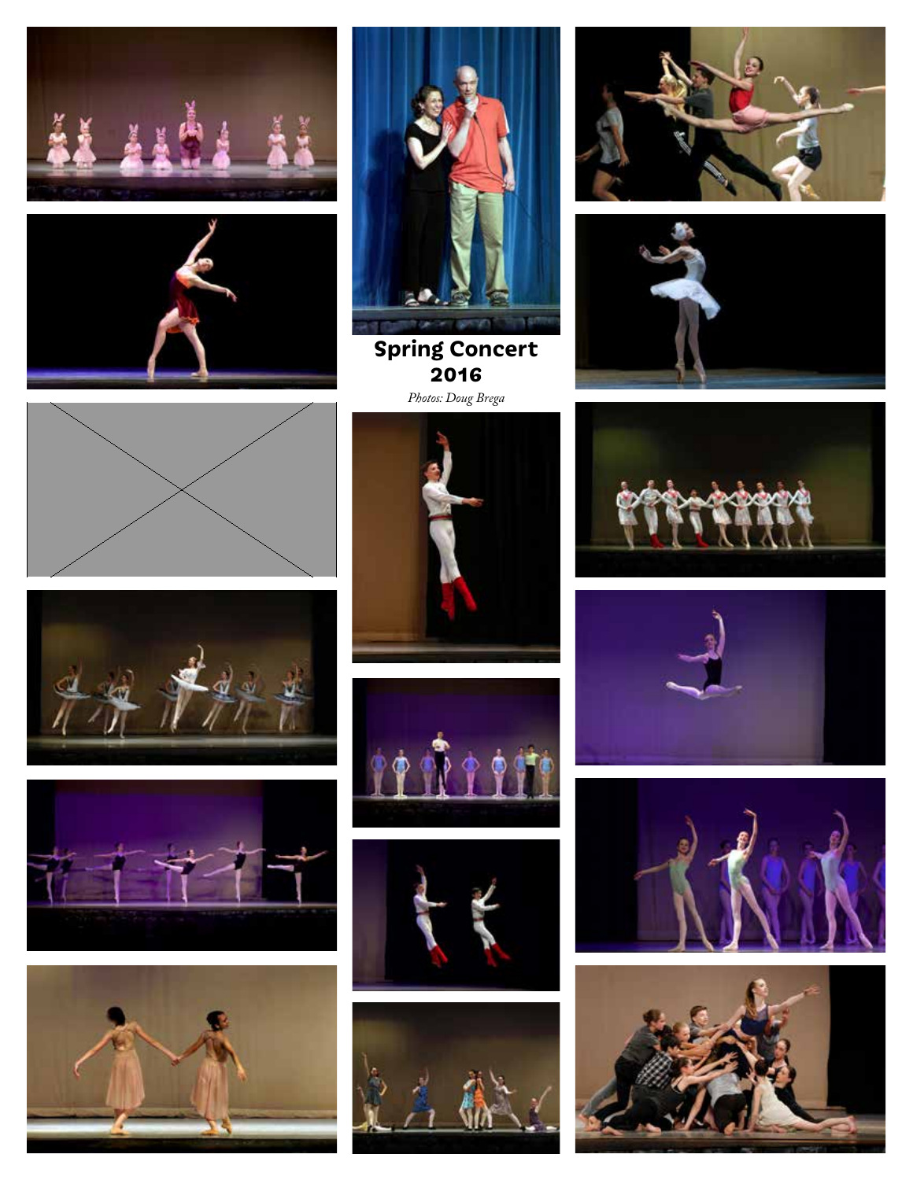# Spring Concert 2016

*Photos: Doug Brega*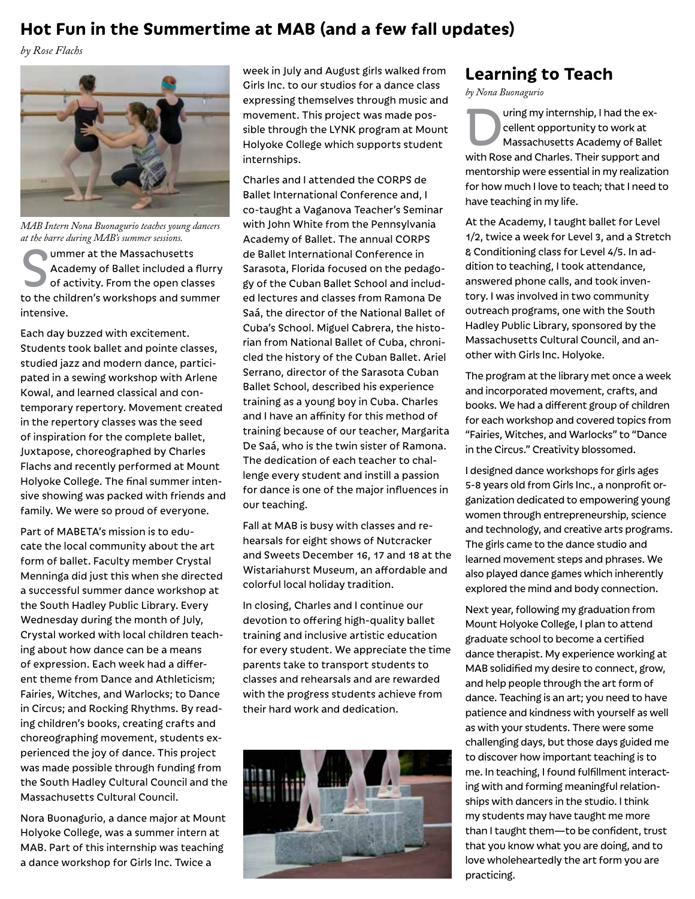## Hot Fun in the Summertime at MAB (and a few fall updates)

*by Rose Flachs*

*MAB Intern Nona Buonagurio teaches young dancers at the barre during MAB's summer sessions.*

Summer at the Massachusetts Academy of Ballet included a flurry of activity. From the open classes to the children's workshops and summer intensive.

Each day buzzed with excitement. Students took ballet and pointe classes, studied jazz and modern dance, participated in a sewing workshop with Arlene Kowal, and learned classical and contemporary repertory. Movement created in the repertory classes was the seed of inspiration for the complete ballet, Juxtapose, choreographed by Charles Flachs and recently performed at Mount Holyoke College. The final summer intensive showing was packed with friends and family. We were so proud of everyone.

Part of MABETA's mission is to educate the local community about the art form of ballet. Faculty member Crystal Menninga did just this when she directed a successful summer dance workshop at the South Hadley Public Library. Every Wednesday during the month of July, Crystal worked with local children teaching about how dance can be a means of expression. Each week had a different theme from Dance and Athleticism; Fairies, Witches, and Warlocks; to Dance in Circus; and Rocking Rhythms. By reading children's books, creating crafts and choreographing movement, students experienced the joy of dance. This project was made possible through funding from the South Hadley Cultural Council and the Massachusetts Cultural Council.

Nora Buonagurio, a dance major at Mount Holyoke College, was a summer intern at MAB. Part of this internship was teaching a dance workshop for Girls Inc. Twice a week in July and August girls walked from Girls Inc. to our studios for a dance class expressing themselves through music and movement. This project was made possible through the LYNK program at Mount Holyoke College which supports student internships.

Charles and I attended the CORPS de Ballet International Conference and, I co-taught a Vaganova Teacher's Seminar with John White from the Pennsylvania Academy of Ballet. The annual CORPS de Ballet International Conference in Sarasota, Florida focused on the pedagogy of the Cuban Ballet School and included lectures and classes from Ramona De Saá, the director of the National Ballet of Cuba's School. Miguel Cabrera, the historian from National Ballet of Cuba, chronicled the history of the Cuban Ballet. Ariel Serrano, director of the Sarasota Cuban Ballet School, described his experience training as a young boy in Cuba. Charles and I have an affinity for this method of training because of our teacher, Margarita De Saá, who is the twin sister of Ramona. The dedication of each teacher to challenge every student and instill a passion for dance is one of the major influences in our teaching.

Fall at MAB is busy with classes and rehearsals for eight shows of Nutcracker and Sweets December 16, 17 and 18 at the Wistariahurst Museum, an affordable and colorful local holiday tradition.

In closing, Charles and I continue our devotion to offering high-quality ballet training and inclusive artistic education for every student. We appreciate the time parents take to transport students to classes and rehearsals and are rewarded with the progress students achieve from their hard work and dedication.

## Learning to Teach

*by Nona Buonagurio*

During my internship, I had the excellent opportunity to work at Massachusetts Academy of Ballet with Rose and Charles. Their support and mentorship were essential in my realization for how much I love to teach; that I need to have teaching in my life.

At the Academy, I taught ballet for Level 1/2, twice a week for Level 3, and a Stretch & Conditioning class for Level 4/5. In addition to teaching, I took attendance, answered phone calls, and took inventory. I was involved in two community outreach programs, one with the South Hadley Public Library, sponsored by the Massachusetts Cultural Council, and another with Girls Inc. Holyoke.

The program at the library met once a week and incorporated movement, crafts, and books. We had a different group of children for each workshop and covered topics from "Fairies, Witches, and Warlocks" to "Dance in the Circus." Creativity blossomed.

I designed dance workshops for girls ages 5-8 years old from Girls Inc., a nonprofit organization dedicated to empowering young women through entrepreneurship, science and technology, and creative arts programs. The girls came to the dance studio and learned movement steps and phrases. We also played dance games which inherently explored the mind and body connection.

Next year, following my graduation from Mount Holyoke College, I plan to attend graduate school to become a certified dance therapist. My experience working at MAB solidified my desire to connect, grow, and help people through the art form of dance. Teaching is an art; you need to have patience and kindness with yourself as well as with your students. There were some challenging days, but those days guided me to discover how important teaching is to me. In teaching, I found fulfillment interacting with and forming meaningful relationships with dancers in the studio. I think my students may have taught me more than I taught them—to be confident, trust that you know what you are doing, and to love wholeheartedly the art form you are practicing.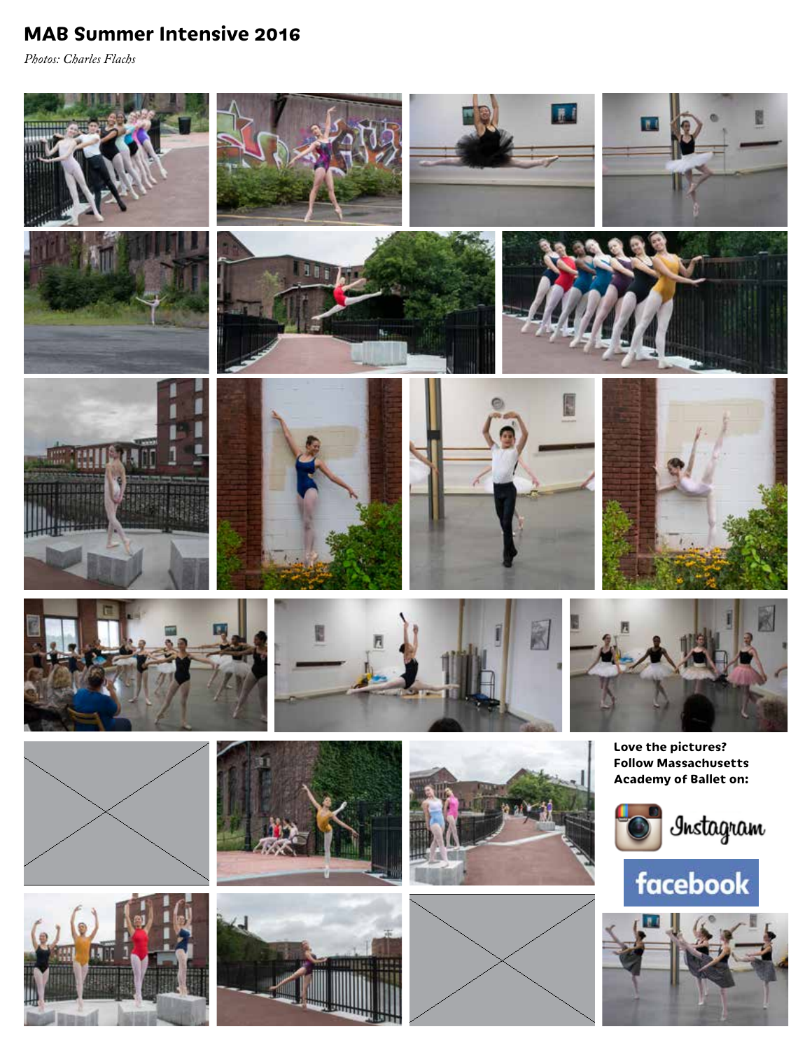## MAB Summer Intensive 2016

*Photos: Charles Flachs*

**Love the pictures?**
**Follow Massachusetts Academy of Ballet on:**

Instagram

facebook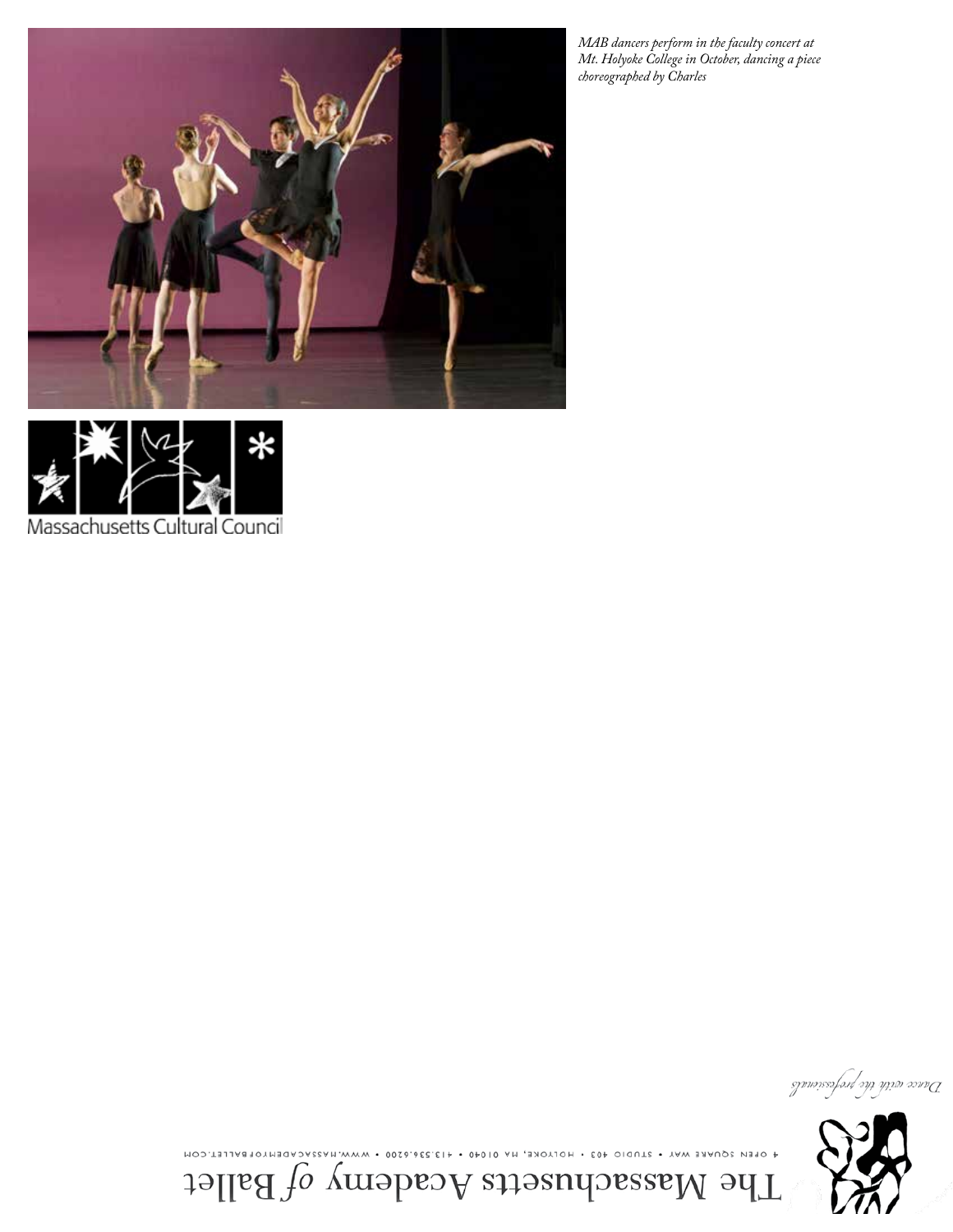*MAB dancers perform in the faculty concert at Mt. Holyoke College in October, dancing a piece choreographed by Charles*

Massachusetts Cultural Council

*Dance with the professionals*

The Massachusetts Academy *of* Ballet

4 OPEN SQUARE WAY • STUDIO 403 • HOLYOKE, MA 01040 • 413.536.6200 • WWW.MASSACADEMYOFBALLET.COM